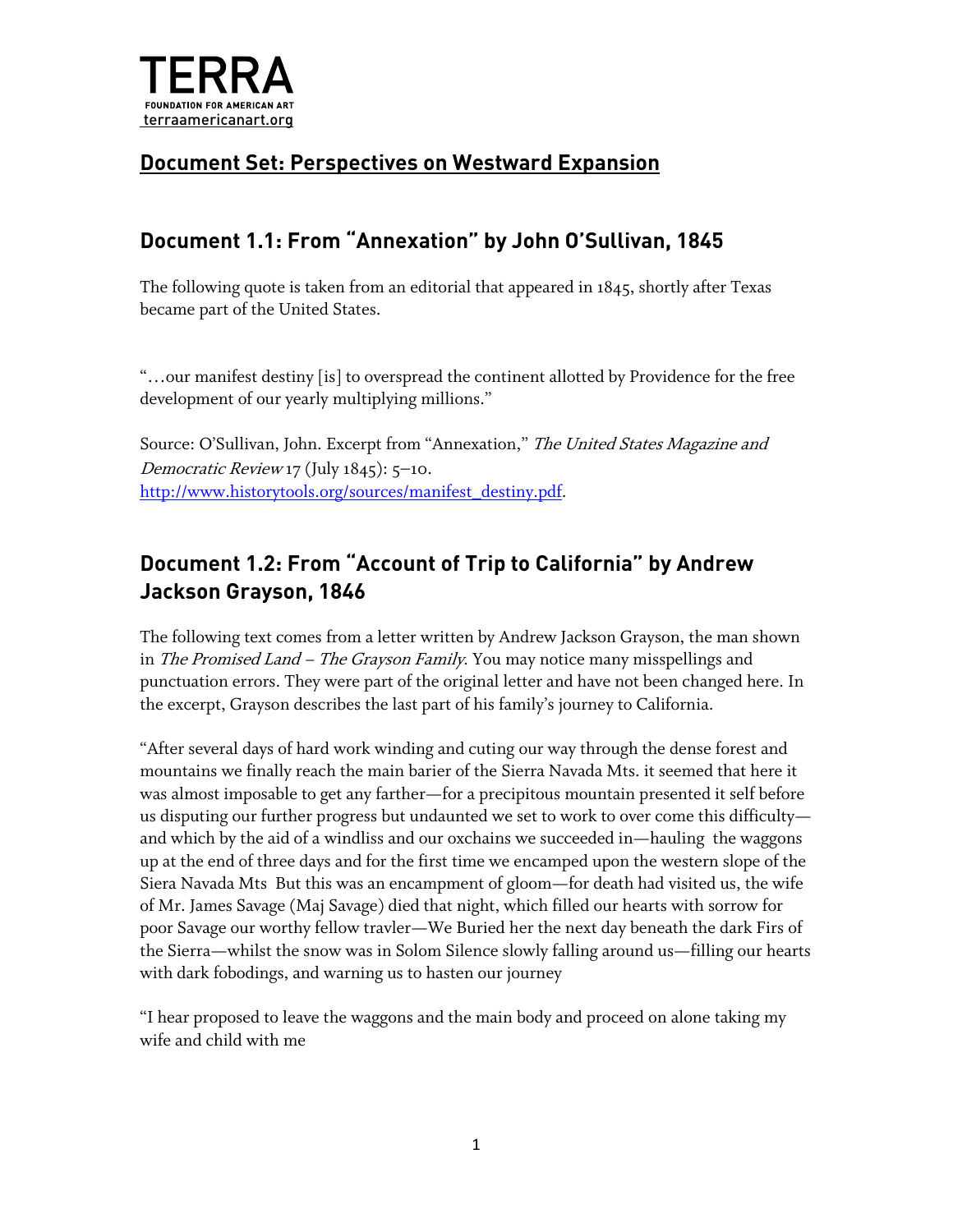TERRA
FOUNDATION FOR AMERICAN ART
terraamericanart.org

## Document Set: Perspectives on Westward Expansion

### Document 1.1: From "Annexation" by John O'Sullivan, 1845

The following quote is taken from an editorial that appeared in 1845, shortly after Texas became part of the United States.

"…our manifest destiny [is] to overspread the continent allotted by Providence for the free development of our yearly multiplying millions."

Source: O'Sullivan, John. Excerpt from "Annexation," *The United States Magazine and Democratic Review* 17 (July 1845): 5–10. http://www.historytools.org/sources/manifest_destiny.pdf.

### Document 1.2: From "Account of Trip to California" by Andrew Jackson Grayson, 1846

The following text comes from a letter written by Andrew Jackson Grayson, the man shown in *The Promised Land – The Grayson Family*. You may notice many misspellings and punctuation errors. They were part of the original letter and have not been changed here. In the excerpt, Grayson describes the last part of his family's journey to California.

"After several days of hard work winding and cuting our way through the dense forest and mountains we finally reach the main barier of the Sierra Navada Mts. it seemed that here it was almost imposable to get any farther—for a precipitous mountain presented it self before us disputing our further progress but undaunted we set to work to over come this difficulty—and which by the aid of a windliss and our oxchains we succeeded in—hauling the waggons up at the end of three days and for the first time we encamped upon the western slope of the Siera Navada Mts But this was an encampment of gloom—for death had visited us, the wife of Mr. James Savage (Maj Savage) died that night, which filled our hearts with sorrow for poor Savage our worthy fellow travler—We Buried her the next day beneath the dark Firs of the Sierra—whilst the snow was in Solom Silence slowly falling around us—filling our hearts with dark fobodings, and warning us to hasten our journey

"I hear proposed to leave the waggons and the main body and proceed on alone taking my wife and child with me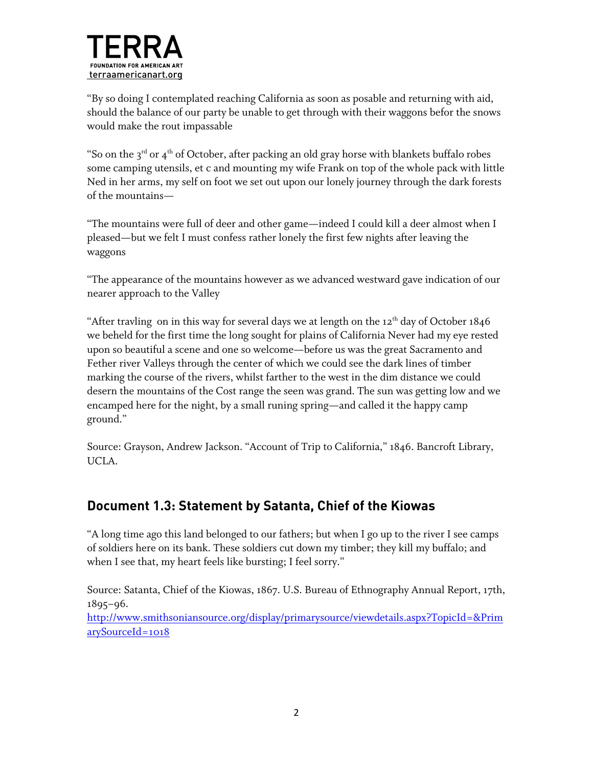"By so doing I contemplated reaching California as soon as posable and returning with aid, should the balance of our party be unable to get through with their waggons befor the snows would make the rout impassable

"So on the 3rd or 4th of October, after packing an old gray horse with blankets buffalo robes some camping utensils, et c and mounting my wife Frank on top of the whole pack with little Ned in her arms, my self on foot we set out upon our lonely journey through the dark forests of the mountains—

"The mountains were full of deer and other game—indeed I could kill a deer almost when I pleased—but we felt I must confess rather lonely the first few nights after leaving the waggons

"The appearance of the mountains however as we advanced westward gave indication of our nearer approach to the Valley

"After travling on in this way for several days we at length on the 12th day of October 1846 we beheld for the first time the long sought for plains of California Never had my eye rested upon so beautiful a scene and one so welcome—before us was the great Sacramento and Fether river Valleys through the center of which we could see the dark lines of timber marking the course of the rivers, whilst farther to the west in the dim distance we could desern the mountains of the Cost range the seen was grand. The sun was getting low and we encamped here for the night, by a small runing spring—and called it the happy camp ground."

Source: Grayson, Andrew Jackson. "Account of Trip to California," 1846. Bancroft Library, UCLA.

## Document 1.3: Statement by Satanta, Chief of the Kiowas

"A long time ago this land belonged to our fathers; but when I go up to the river I see camps of soldiers here on its bank. These soldiers cut down my timber; they kill my buffalo; and when I see that, my heart feels like bursting; I feel sorry."

Source: Satanta, Chief of the Kiowas, 1867. U.S. Bureau of Ethnography Annual Report, 17th, 1895–96.
http://www.smithsoniansource.org/display/primarysource/viewdetails.aspx?TopicId=&PrimarySourceId=1018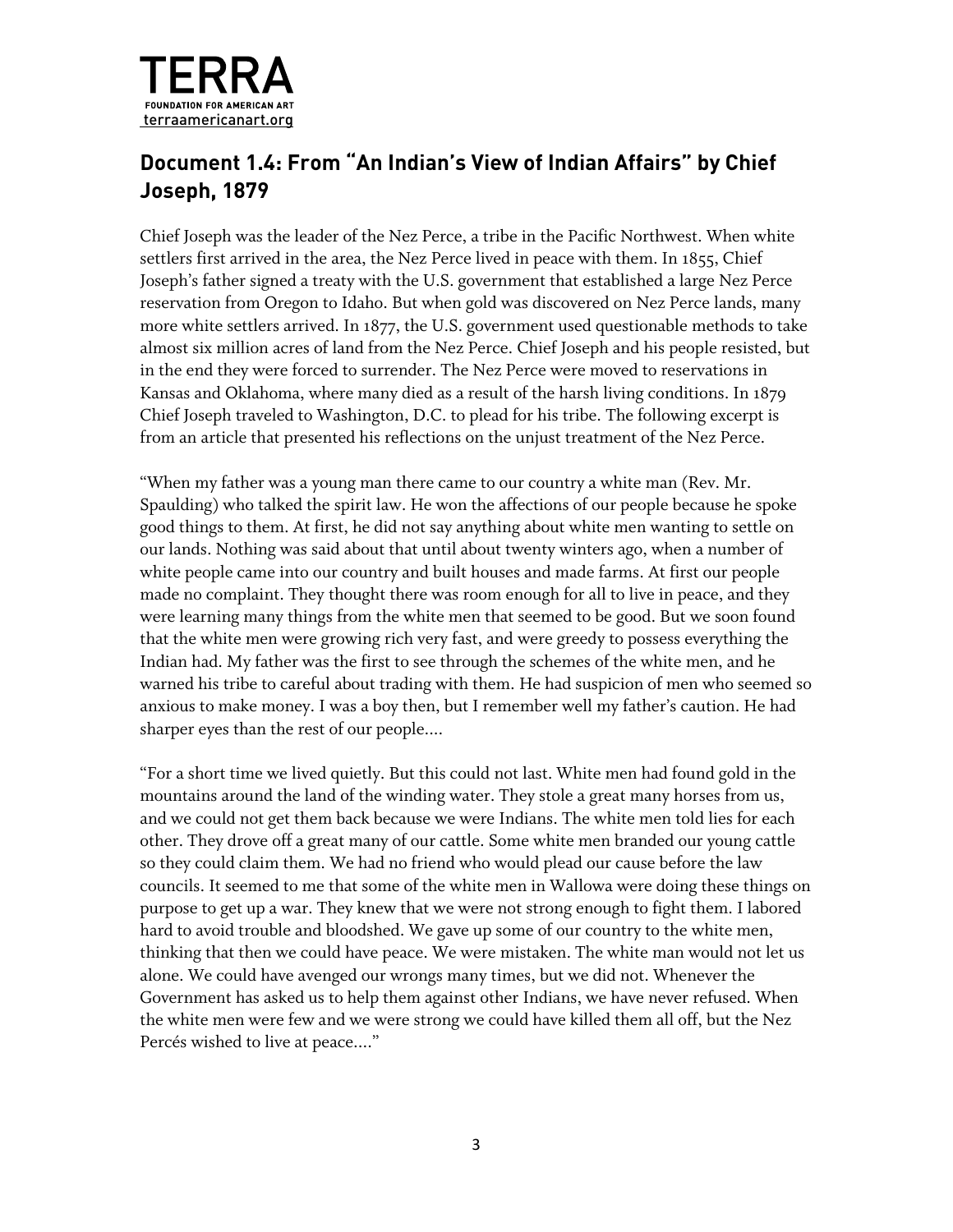## Document 1.4: From "An Indian's View of Indian Affairs" by Chief Joseph, 1879

Chief Joseph was the leader of the Nez Perce, a tribe in the Pacific Northwest. When white settlers first arrived in the area, the Nez Perce lived in peace with them. In 1855, Chief Joseph's father signed a treaty with the U.S. government that established a large Nez Perce reservation from Oregon to Idaho. But when gold was discovered on Nez Perce lands, many more white settlers arrived. In 1877, the U.S. government used questionable methods to take almost six million acres of land from the Nez Perce. Chief Joseph and his people resisted, but in the end they were forced to surrender. The Nez Perce were moved to reservations in Kansas and Oklahoma, where many died as a result of the harsh living conditions. In 1879 Chief Joseph traveled to Washington, D.C. to plead for his tribe. The following excerpt is from an article that presented his reflections on the unjust treatment of the Nez Perce.

"When my father was a young man there came to our country a white man (Rev. Mr. Spaulding) who talked the spirit law. He won the affections of our people because he spoke good things to them. At first, he did not say anything about white men wanting to settle on our lands. Nothing was said about that until about twenty winters ago, when a number of white people came into our country and built houses and made farms. At first our people made no complaint. They thought there was room enough for all to live in peace, and they were learning many things from the white men that seemed to be good. But we soon found that the white men were growing rich very fast, and were greedy to possess everything the Indian had. My father was the first to see through the schemes of the white men, and he warned his tribe to careful about trading with them. He had suspicion of men who seemed so anxious to make money. I was a boy then, but I remember well my father's caution. He had sharper eyes than the rest of our people....

"For a short time we lived quietly. But this could not last. White men had found gold in the mountains around the land of the winding water. They stole a great many horses from us, and we could not get them back because we were Indians. The white men told lies for each other. They drove off a great many of our cattle. Some white men branded our young cattle so they could claim them. We had no friend who would plead our cause before the law councils. It seemed to me that some of the white men in Wallowa were doing these things on purpose to get up a war. They knew that we were not strong enough to fight them. I labored hard to avoid trouble and bloodshed. We gave up some of our country to the white men, thinking that then we could have peace. We were mistaken. The white man would not let us alone. We could have avenged our wrongs many times, but we did not. Whenever the Government has asked us to help them against other Indians, we have never refused. When the white men were few and we were strong we could have killed them all off, but the Nez Percés wished to live at peace...."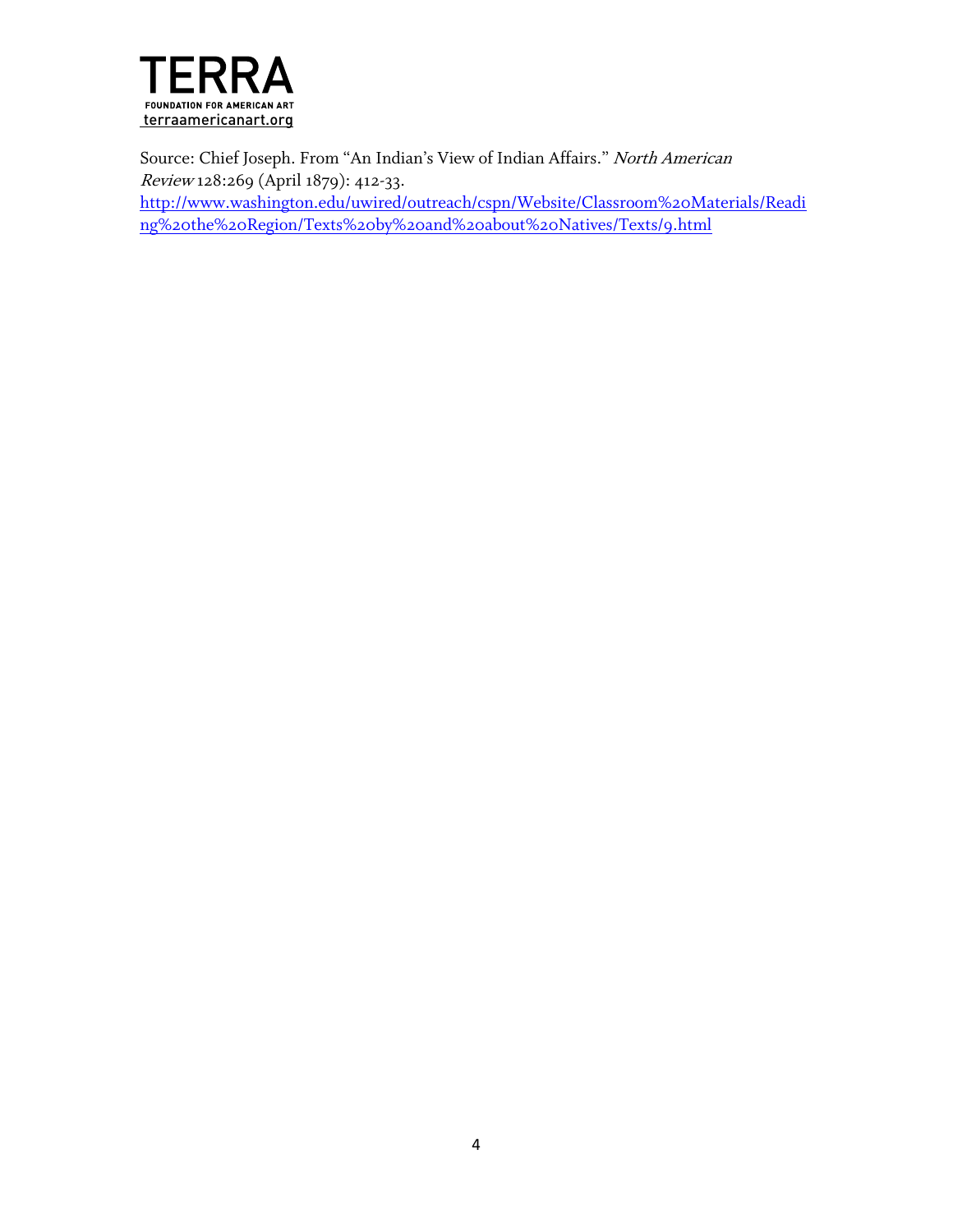**TERRA**
FOUNDATION FOR AMERICAN ART
terraamericanart.org

Source: Chief Joseph. From "An Indian's View of Indian Affairs." *North American Review* 128:269 (April 1879): 412-33.
http://www.washington.edu/uwired/outreach/cspn/Website/Classroom%20Materials/Reading%20the%20Region/Texts%20by%20and%20about%20Natives/Texts/9.html